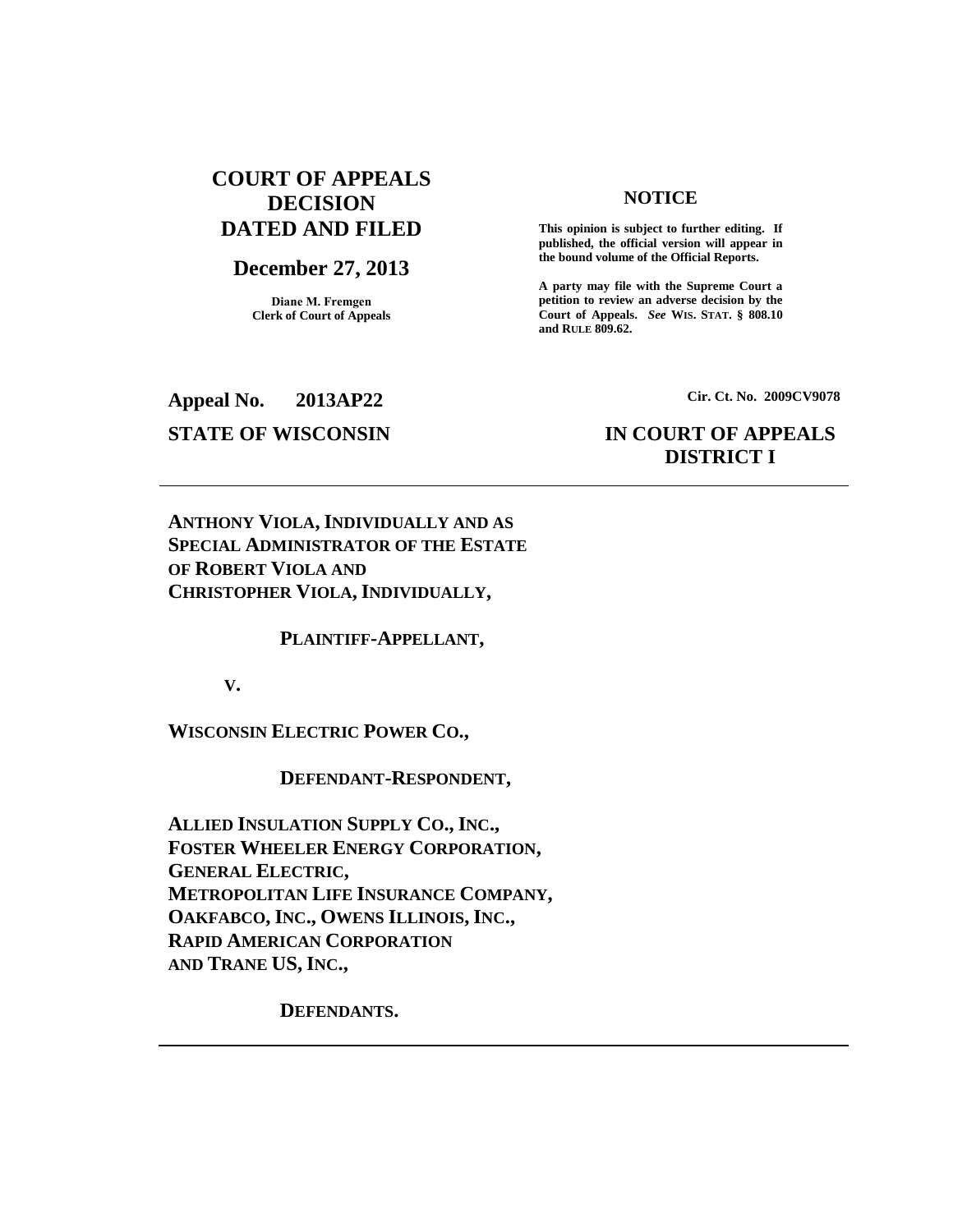# COURT OF APPEALS DECISION DATED AND FILED

## December 27, 2013

**Diane M. Fremgen**
**Clerk of Court of Appeals**

**NOTICE**

**This opinion is subject to further editing. If published, the official version will appear in the bound volume of the Official Reports.**

**A party may file with the Supreme Court a petition to review an adverse decision by the Court of Appeals.** ***See*** **WIS. STAT. § 808.10 and RULE 809.62.**

**Appeal No. 2013AP22** **Cir. Ct. No. 2009CV9078**

**STATE OF WISCONSIN** **IN COURT OF APPEALS DISTRICT I**

---

**ANTHONY VIOLA, INDIVIDUALLY AND AS SPECIAL ADMINISTRATOR OF THE ESTATE OF ROBERT VIOLA AND CHRISTOPHER VIOLA, INDIVIDUALLY,**

**PLAINTIFF-APPELLANT,**

**V.**

**WISCONSIN ELECTRIC POWER CO.,**

**DEFENDANT-RESPONDENT,**

**ALLIED INSULATION SUPPLY CO., INC., FOSTER WHEELER ENERGY CORPORATION, GENERAL ELECTRIC, METROPOLITAN LIFE INSURANCE COMPANY, OAKFABCO, INC., OWENS ILLINOIS, INC., RAPID AMERICAN CORPORATION AND TRANE US, INC.,**

**DEFENDANTS.**

---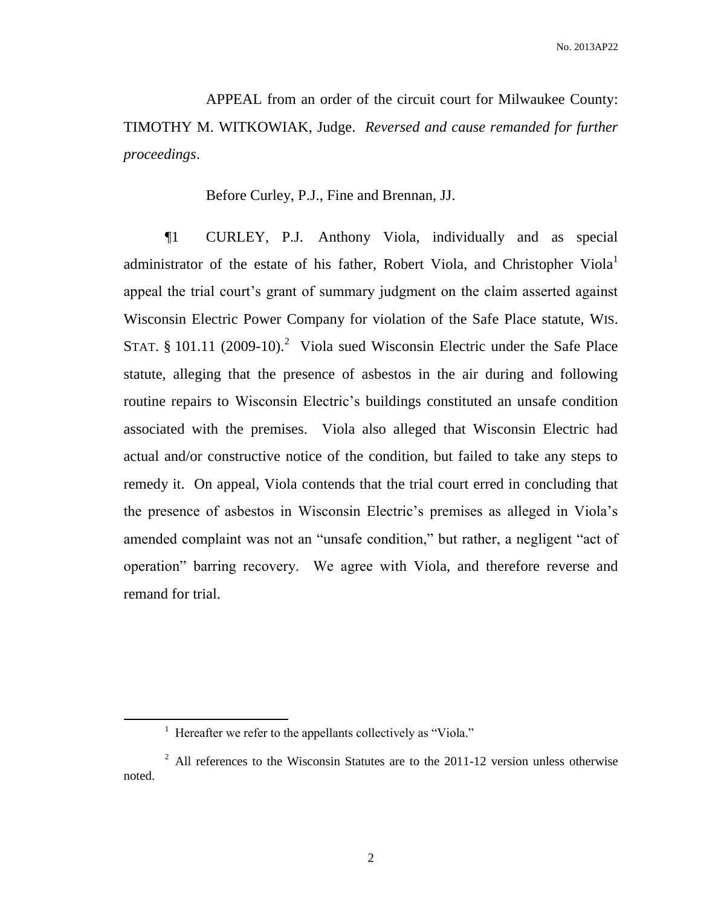APPEAL from an order of the circuit court for Milwaukee County: TIMOTHY M. WITKOWIAK, Judge. *Reversed and cause remanded for further proceedings*.

Before Curley, P.J., Fine and Brennan, JJ.

¶1 CURLEY, P.J. Anthony Viola, individually and as special administrator of the estate of his father, Robert Viola, and Christopher Viola[1] appeal the trial court's grant of summary judgment on the claim asserted against Wisconsin Electric Power Company for violation of the Safe Place statute, WIS. STAT. § 101.11 (2009-10).[2] Viola sued Wisconsin Electric under the Safe Place statute, alleging that the presence of asbestos in the air during and following routine repairs to Wisconsin Electric's buildings constituted an unsafe condition associated with the premises. Viola also alleged that Wisconsin Electric had actual and/or constructive notice of the condition, but failed to take any steps to remedy it. On appeal, Viola contends that the trial court erred in concluding that the presence of asbestos in Wisconsin Electric's premises as alleged in Viola's amended complaint was not an "unsafe condition," but rather, a negligent "act of operation" barring recovery. We agree with Viola, and therefore reverse and remand for trial.

---

[1] Hereafter we refer to the appellants collectively as "Viola."

[2] All references to the Wisconsin Statutes are to the 2011-12 version unless otherwise noted.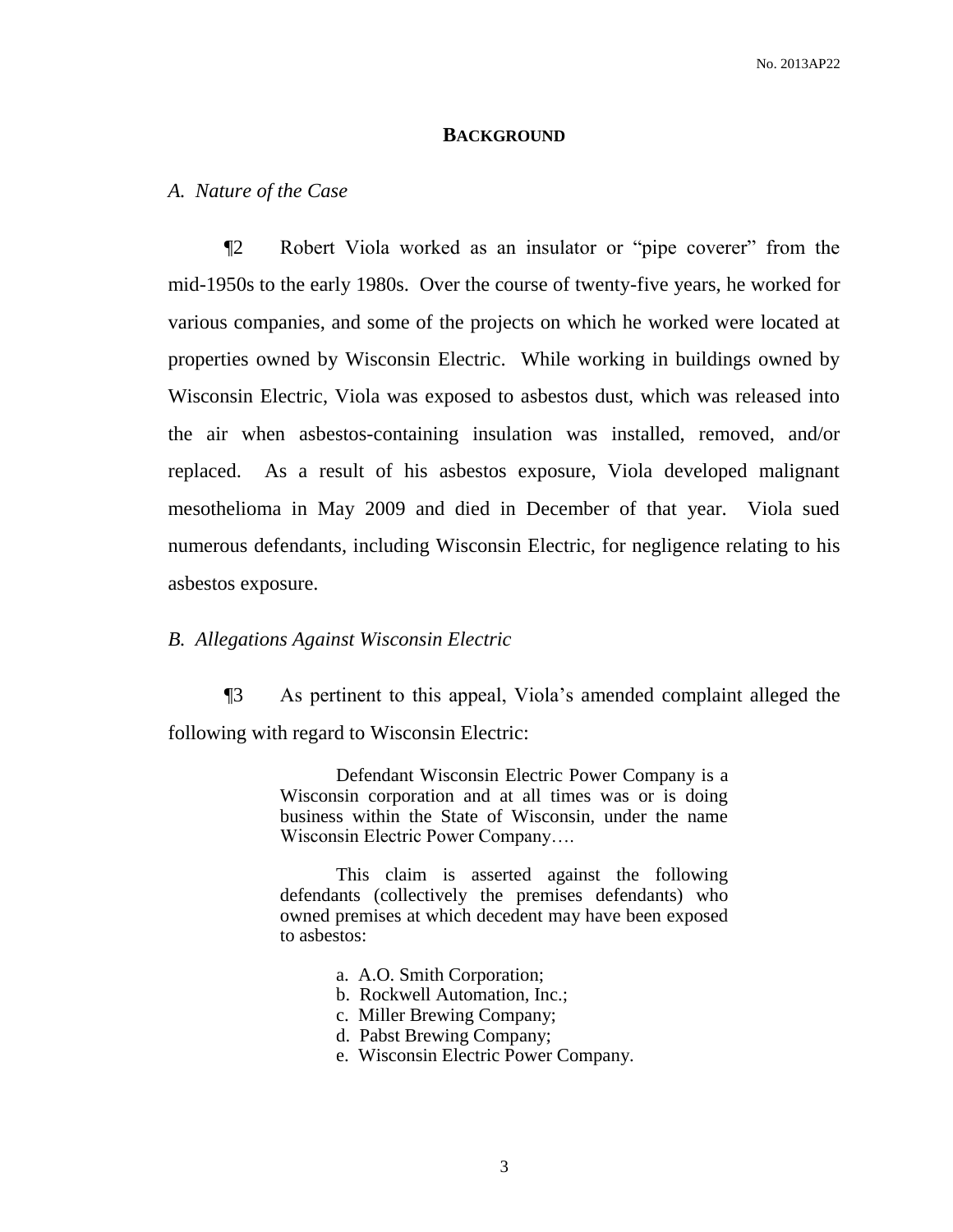## BACKGROUND

*A. Nature of the Case*

¶2 Robert Viola worked as an insulator or "pipe coverer" from the mid-1950s to the early 1980s. Over the course of twenty-five years, he worked for various companies, and some of the projects on which he worked were located at properties owned by Wisconsin Electric. While working in buildings owned by Wisconsin Electric, Viola was exposed to asbestos dust, which was released into the air when asbestos-containing insulation was installed, removed, and/or replaced. As a result of his asbestos exposure, Viola developed malignant mesothelioma in May 2009 and died in December of that year. Viola sued numerous defendants, including Wisconsin Electric, for negligence relating to his asbestos exposure.

*B. Allegations Against Wisconsin Electric*

¶3 As pertinent to this appeal, Viola's amended complaint alleged the following with regard to Wisconsin Electric:

> Defendant Wisconsin Electric Power Company is a Wisconsin corporation and at all times was or is doing business within the State of Wisconsin, under the name Wisconsin Electric Power Company….
>
> This claim is asserted against the following defendants (collectively the premises defendants) who owned premises at which decedent may have been exposed to asbestos:
>
> a. A.O. Smith Corporation;
> b. Rockwell Automation, Inc.;
> c. Miller Brewing Company;
> d. Pabst Brewing Company;
> e. Wisconsin Electric Power Company.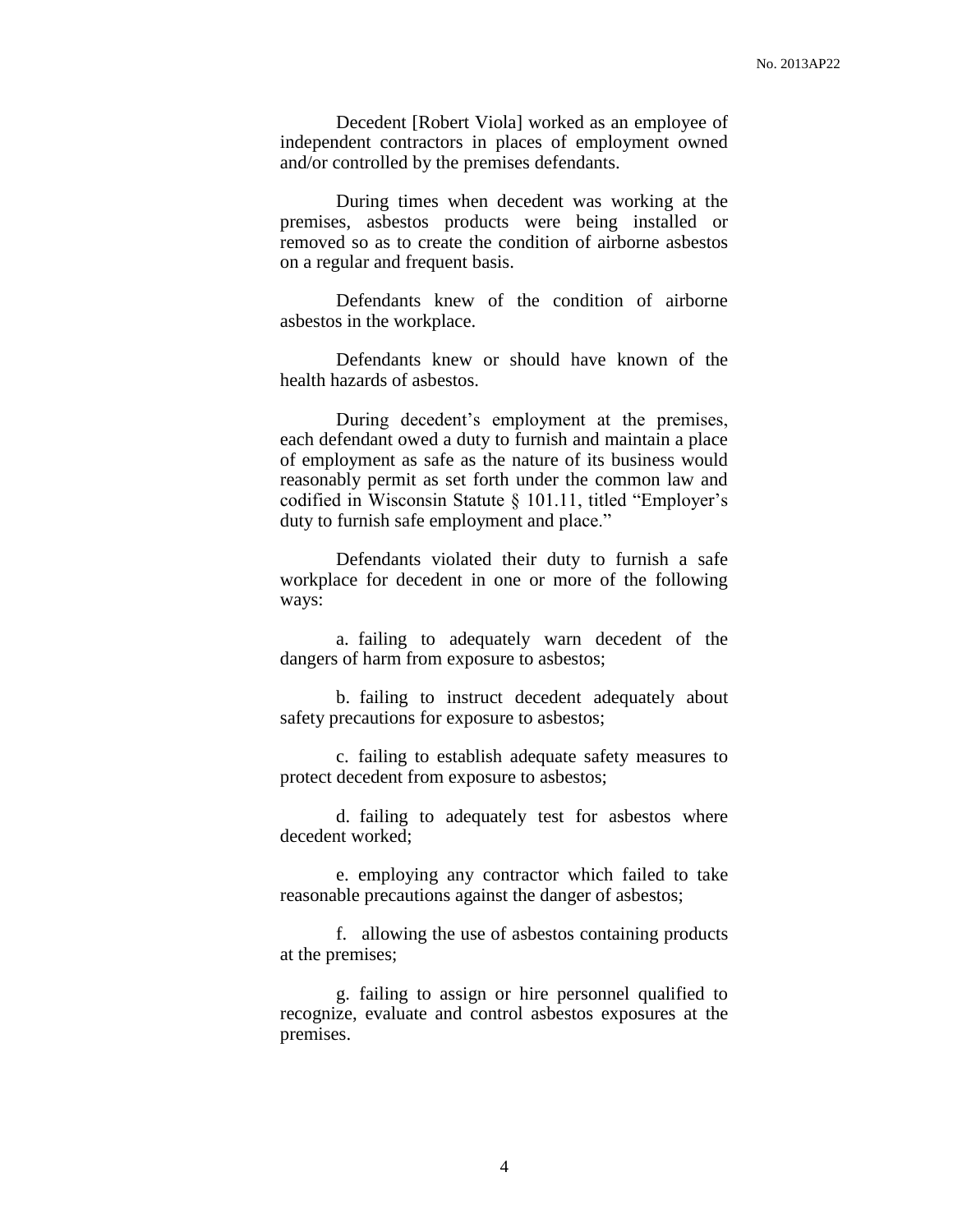Decedent [Robert Viola] worked as an employee of independent contractors in places of employment owned and/or controlled by the premises defendants.

During times when decedent was working at the premises, asbestos products were being installed or removed so as to create the condition of airborne asbestos on a regular and frequent basis.

Defendants knew of the condition of airborne asbestos in the workplace.

Defendants knew or should have known of the health hazards of asbestos.

During decedent's employment at the premises, each defendant owed a duty to furnish and maintain a place of employment as safe as the nature of its business would reasonably permit as set forth under the common law and codified in Wisconsin Statute § 101.11, titled "Employer's duty to furnish safe employment and place."

Defendants violated their duty to furnish a safe workplace for decedent in one or more of the following ways:

a. failing to adequately warn decedent of the dangers of harm from exposure to asbestos;

b. failing to instruct decedent adequately about safety precautions for exposure to asbestos;

c. failing to establish adequate safety measures to protect decedent from exposure to asbestos;

d. failing to adequately test for asbestos where decedent worked;

e. employing any contractor which failed to take reasonable precautions against the danger of asbestos;

f. allowing the use of asbestos containing products at the premises;

g. failing to assign or hire personnel qualified to recognize, evaluate and control asbestos exposures at the premises.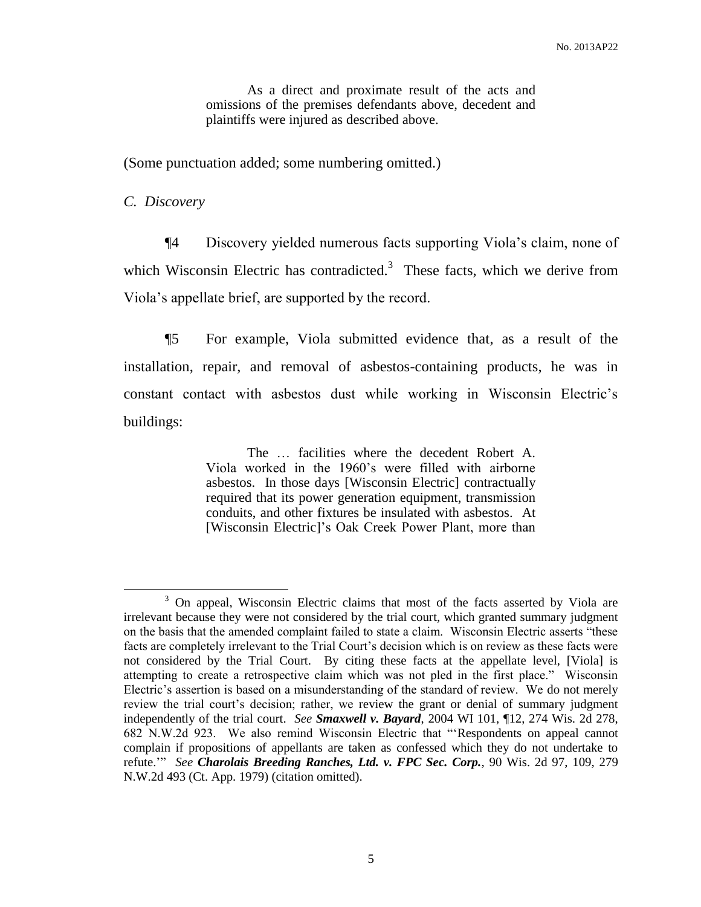> As a direct and proximate result of the acts and omissions of the premises defendants above, decedent and plaintiffs were injured as described above.

(Some punctuation added; some numbering omitted.)

*C. Discovery*

¶4 Discovery yielded numerous facts supporting Viola's claim, none of which Wisconsin Electric has contradicted.[3] These facts, which we derive from Viola's appellate brief, are supported by the record.

¶5 For example, Viola submitted evidence that, as a result of the installation, repair, and removal of asbestos-containing products, he was in constant contact with asbestos dust while working in Wisconsin Electric's buildings:

> The … facilities where the decedent Robert A. Viola worked in the 1960's were filled with airborne asbestos. In those days [Wisconsin Electric] contractually required that its power generation equipment, transmission conduits, and other fixtures be insulated with asbestos. At [Wisconsin Electric]'s Oak Creek Power Plant, more than

---

[3] On appeal, Wisconsin Electric claims that most of the facts asserted by Viola are irrelevant because they were not considered by the trial court, which granted summary judgment on the basis that the amended complaint failed to state a claim. Wisconsin Electric asserts "these facts are completely irrelevant to the Trial Court's decision which is on review as these facts were not considered by the Trial Court. By citing these facts at the appellate level, [Viola] is attempting to create a retrospective claim which was not pled in the first place." Wisconsin Electric's assertion is based on a misunderstanding of the standard of review. We do not merely review the trial court's decision; rather, we review the grant or denial of summary judgment independently of the trial court. *See* ***Smaxwell v. Bayard***, 2004 WI 101, ¶12, 274 Wis. 2d 278, 682 N.W.2d 923. We also remind Wisconsin Electric that "'Respondents on appeal cannot complain if propositions of appellants are taken as confessed which they do not undertake to refute.'" *See* ***Charolais Breeding Ranches, Ltd. v. FPC Sec. Corp.***, 90 Wis. 2d 97, 109, 279 N.W.2d 493 (Ct. App. 1979) (citation omitted).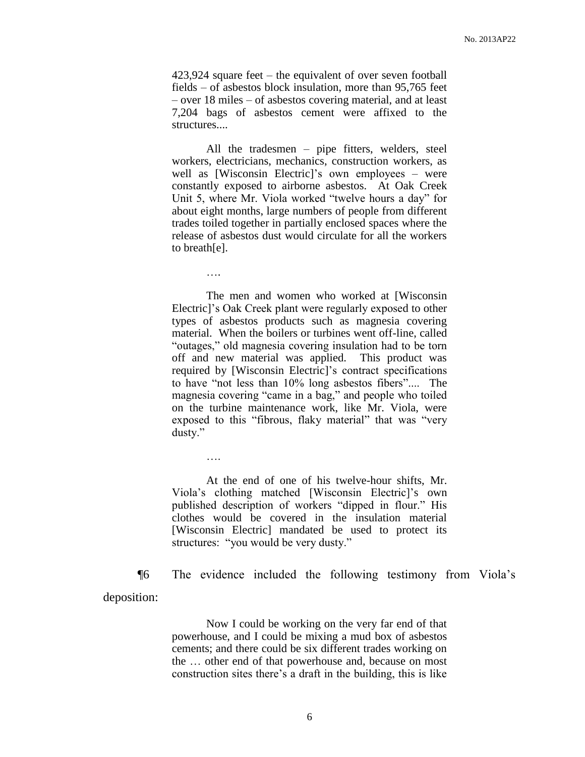> 423,924 square feet – the equivalent of over seven football fields – of asbestos block insulation, more than 95,765 feet – over 18 miles – of asbestos covering material, and at least 7,204 bags of asbestos cement were affixed to the structures....
>
> All the tradesmen – pipe fitters, welders, steel workers, electricians, mechanics, construction workers, as well as [Wisconsin Electric]'s own employees – were constantly exposed to airborne asbestos. At Oak Creek Unit 5, where Mr. Viola worked "twelve hours a day" for about eight months, large numbers of people from different trades toiled together in partially enclosed spaces where the release of asbestos dust would circulate for all the workers to breath[e].
>
> ….
>
> The men and women who worked at [Wisconsin Electric]'s Oak Creek plant were regularly exposed to other types of asbestos products such as magnesia covering material. When the boilers or turbines went off-line, called "outages," old magnesia covering insulation had to be torn off and new material was applied. This product was required by [Wisconsin Electric]'s contract specifications to have "not less than 10% long asbestos fibers".... The magnesia covering "came in a bag," and people who toiled on the turbine maintenance work, like Mr. Viola, were exposed to this "fibrous, flaky material" that was "very dusty."
>
> ….
>
> At the end of one of his twelve-hour shifts, Mr. Viola's clothing matched [Wisconsin Electric]'s own published description of workers "dipped in flour." His clothes would be covered in the insulation material [Wisconsin Electric] mandated be used to protect its structures: "you would be very dusty."

¶6 The evidence included the following testimony from Viola's deposition:

> Now I could be working on the very far end of that powerhouse, and I could be mixing a mud box of asbestos cements; and there could be six different trades working on the … other end of that powerhouse and, because on most construction sites there's a draft in the building, this is like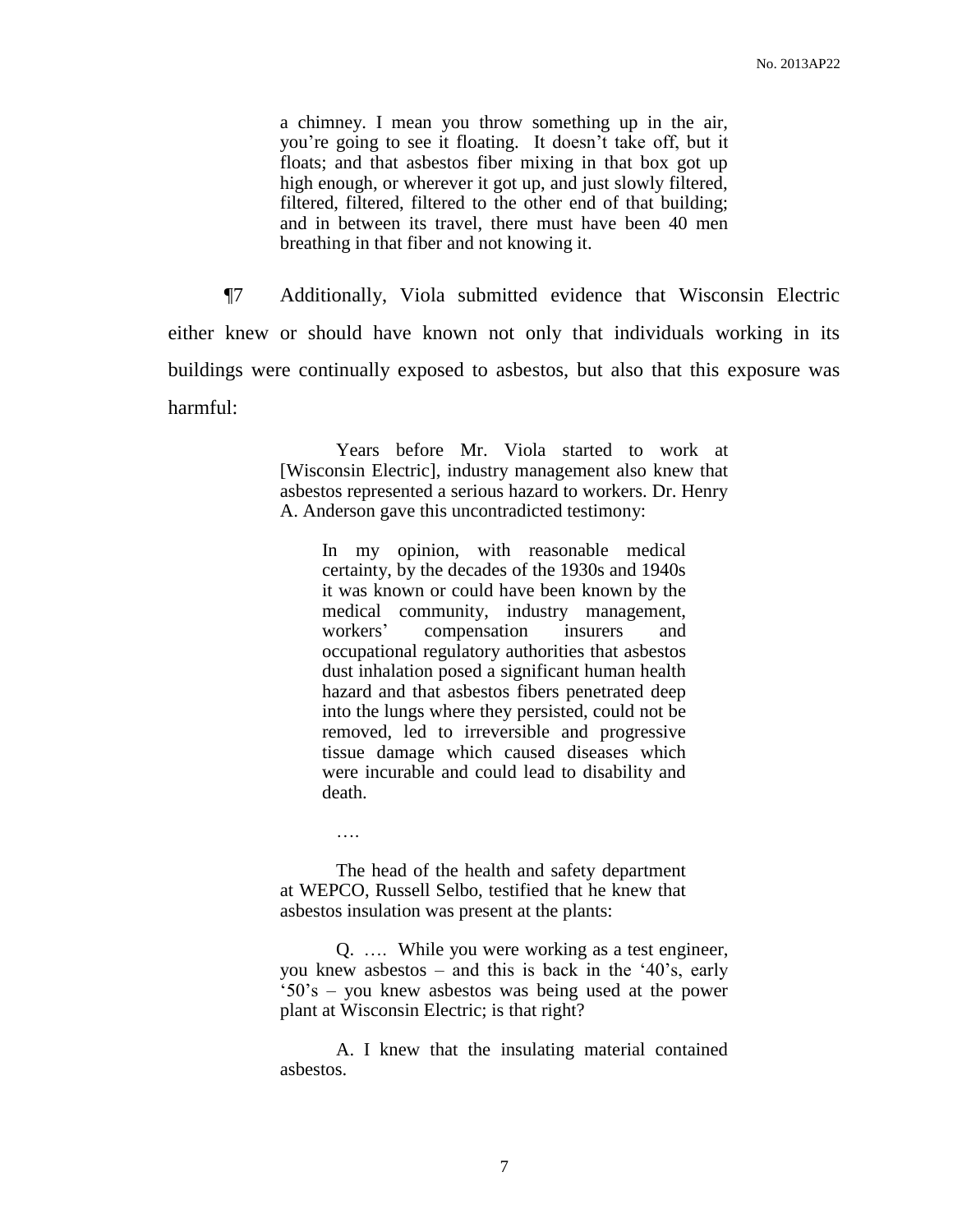> a chimney. I mean you throw something up in the air, you're going to see it floating. It doesn't take off, but it floats; and that asbestos fiber mixing in that box got up high enough, or wherever it got up, and just slowly filtered, filtered, filtered, filtered to the other end of that building; and in between its travel, there must have been 40 men breathing in that fiber and not knowing it.

¶7 Additionally, Viola submitted evidence that Wisconsin Electric either knew or should have known not only that individuals working in its buildings were continually exposed to asbestos, but also that this exposure was harmful:

> Years before Mr. Viola started to work at [Wisconsin Electric], industry management also knew that asbestos represented a serious hazard to workers. Dr. Henry A. Anderson gave this uncontradicted testimony:
>
> > In my opinion, with reasonable medical certainty, by the decades of the 1930s and 1940s it was known or could have been known by the medical community, industry management, workers' compensation insurers and occupational regulatory authorities that asbestos dust inhalation posed a significant human health hazard and that asbestos fibers penetrated deep into the lungs where they persisted, could not be removed, led to irreversible and progressive tissue damage which caused diseases which were incurable and could lead to disability and death.
>
> ….
>
> The head of the health and safety department at WEPCO, Russell Selbo, testified that he knew that asbestos insulation was present at the plants:
>
> Q. …. While you were working as a test engineer, you knew asbestos – and this is back in the '40's, early '50's – you knew asbestos was being used at the power plant at Wisconsin Electric; is that right?
>
> A. I knew that the insulating material contained asbestos.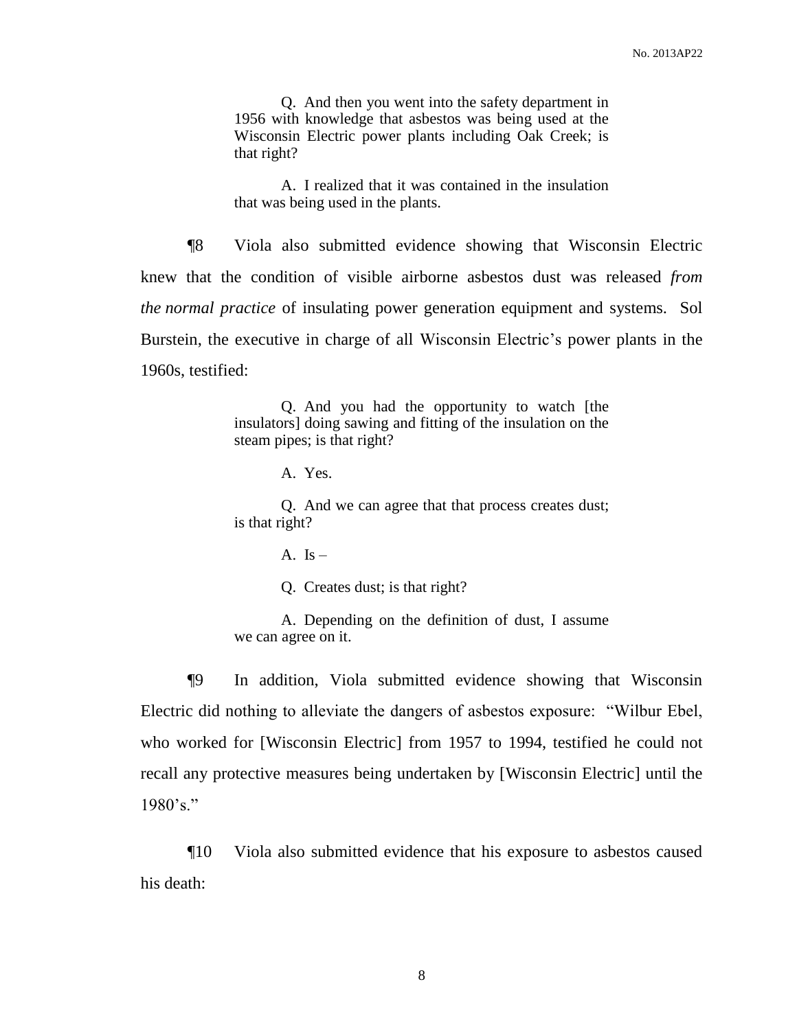> Q. And then you went into the safety department in 1956 with knowledge that asbestos was being used at the Wisconsin Electric power plants including Oak Creek; is that right?
>
> A. I realized that it was contained in the insulation that was being used in the plants.

¶8 Viola also submitted evidence showing that Wisconsin Electric knew that the condition of visible airborne asbestos dust was released *from the normal practice* of insulating power generation equipment and systems. Sol Burstein, the executive in charge of all Wisconsin Electric's power plants in the 1960s, testified:

> Q. And you had the opportunity to watch [the insulators] doing sawing and fitting of the insulation on the steam pipes; is that right?
>
> A. Yes.
>
> Q. And we can agree that that process creates dust; is that right?
>
> A. Is –
>
> Q. Creates dust; is that right?
>
> A. Depending on the definition of dust, I assume we can agree on it.

¶9 In addition, Viola submitted evidence showing that Wisconsin Electric did nothing to alleviate the dangers of asbestos exposure: "Wilbur Ebel, who worked for [Wisconsin Electric] from 1957 to 1994, testified he could not recall any protective measures being undertaken by [Wisconsin Electric] until the 1980's."

¶10 Viola also submitted evidence that his exposure to asbestos caused his death: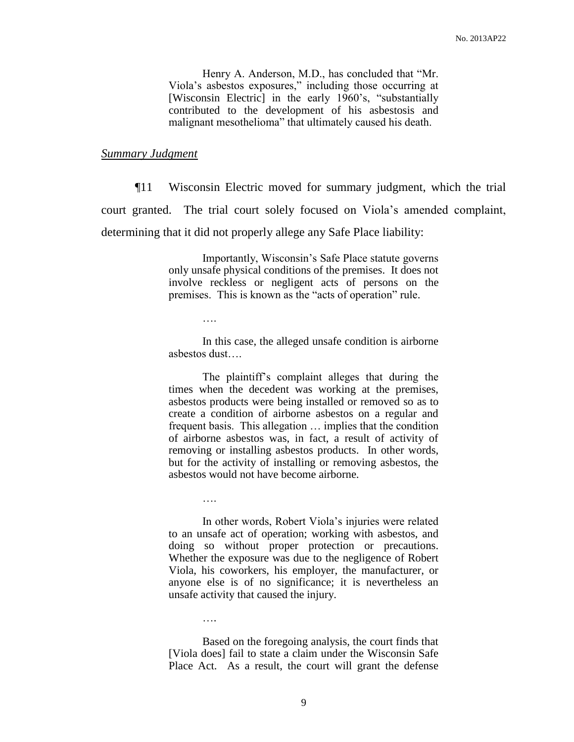Henry A. Anderson, M.D., has concluded that "Mr. Viola's asbestos exposures," including those occurring at [Wisconsin Electric] in the early 1960's, "substantially contributed to the development of his asbestosis and malignant mesothelioma" that ultimately caused his death.

*Summary Judgment*

¶11 Wisconsin Electric moved for summary judgment, which the trial court granted. The trial court solely focused on Viola's amended complaint, determining that it did not properly allege any Safe Place liability:

> Importantly, Wisconsin's Safe Place statute governs only unsafe physical conditions of the premises. It does not involve reckless or negligent acts of persons on the premises. This is known as the "acts of operation" rule.
>
> ….
>
> In this case, the alleged unsafe condition is airborne asbestos dust….
>
> The plaintiff's complaint alleges that during the times when the decedent was working at the premises, asbestos products were being installed or removed so as to create a condition of airborne asbestos on a regular and frequent basis. This allegation … implies that the condition of airborne asbestos was, in fact, a result of activity of removing or installing asbestos products. In other words, but for the activity of installing or removing asbestos, the asbestos would not have become airborne.
>
> ….
>
> In other words, Robert Viola's injuries were related to an unsafe act of operation; working with asbestos, and doing so without proper protection or precautions. Whether the exposure was due to the negligence of Robert Viola, his coworkers, his employer, the manufacturer, or anyone else is of no significance; it is nevertheless an unsafe activity that caused the injury.
>
> ….
>
> Based on the foregoing analysis, the court finds that [Viola does] fail to state a claim under the Wisconsin Safe Place Act. As a result, the court will grant the defense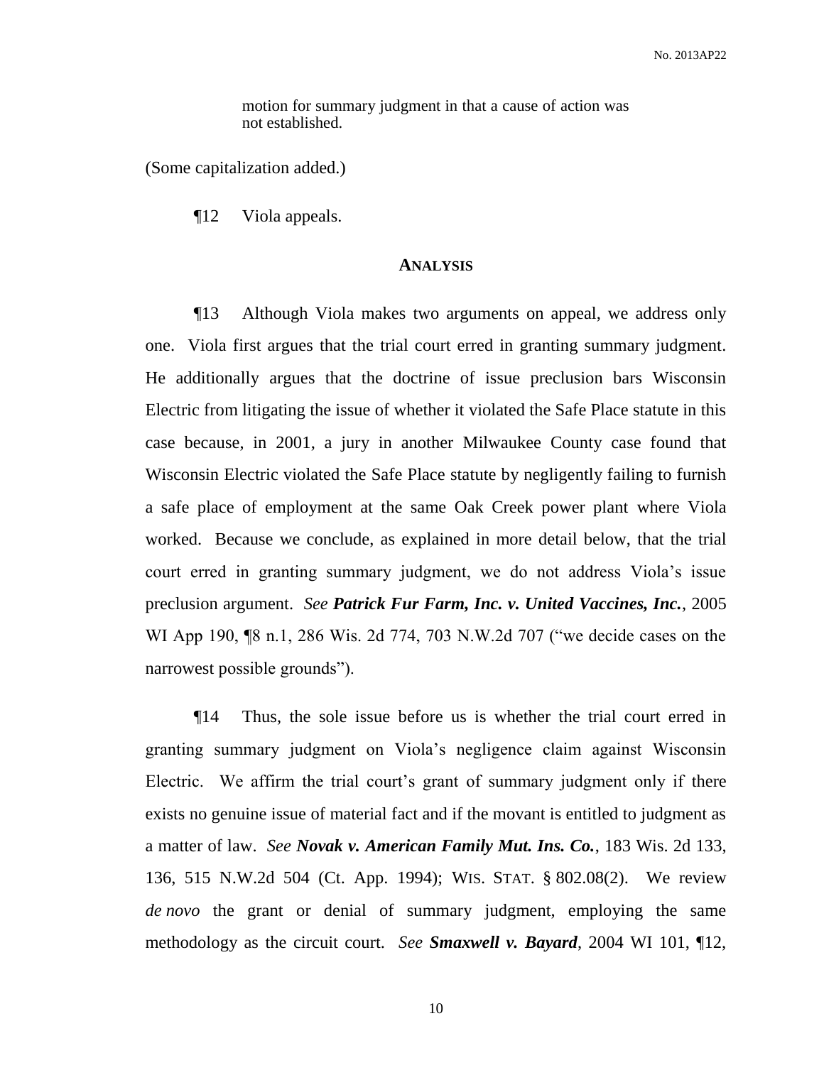motion for summary judgment in that a cause of action was not established.

(Some capitalization added.)

¶12 Viola appeals.

## ANALYSIS

¶13 Although Viola makes two arguments on appeal, we address only one. Viola first argues that the trial court erred in granting summary judgment. He additionally argues that the doctrine of issue preclusion bars Wisconsin Electric from litigating the issue of whether it violated the Safe Place statute in this case because, in 2001, a jury in another Milwaukee County case found that Wisconsin Electric violated the Safe Place statute by negligently failing to furnish a safe place of employment at the same Oak Creek power plant where Viola worked. Because we conclude, as explained in more detail below, that the trial court erred in granting summary judgment, we do not address Viola's issue preclusion argument. *See* ***Patrick Fur Farm, Inc. v. United Vaccines, Inc.***, 2005 WI App 190, ¶8 n.1, 286 Wis. 2d 774, 703 N.W.2d 707 ("we decide cases on the narrowest possible grounds").

¶14 Thus, the sole issue before us is whether the trial court erred in granting summary judgment on Viola's negligence claim against Wisconsin Electric. We affirm the trial court's grant of summary judgment only if there exists no genuine issue of material fact and if the movant is entitled to judgment as a matter of law. *See* ***Novak v. American Family Mut. Ins. Co.***, 183 Wis. 2d 133, 136, 515 N.W.2d 504 (Ct. App. 1994); WIS. STAT. § 802.08(2). We review *de novo* the grant or denial of summary judgment, employing the same methodology as the circuit court. *See* ***Smaxwell v. Bayard***, 2004 WI 101, ¶12,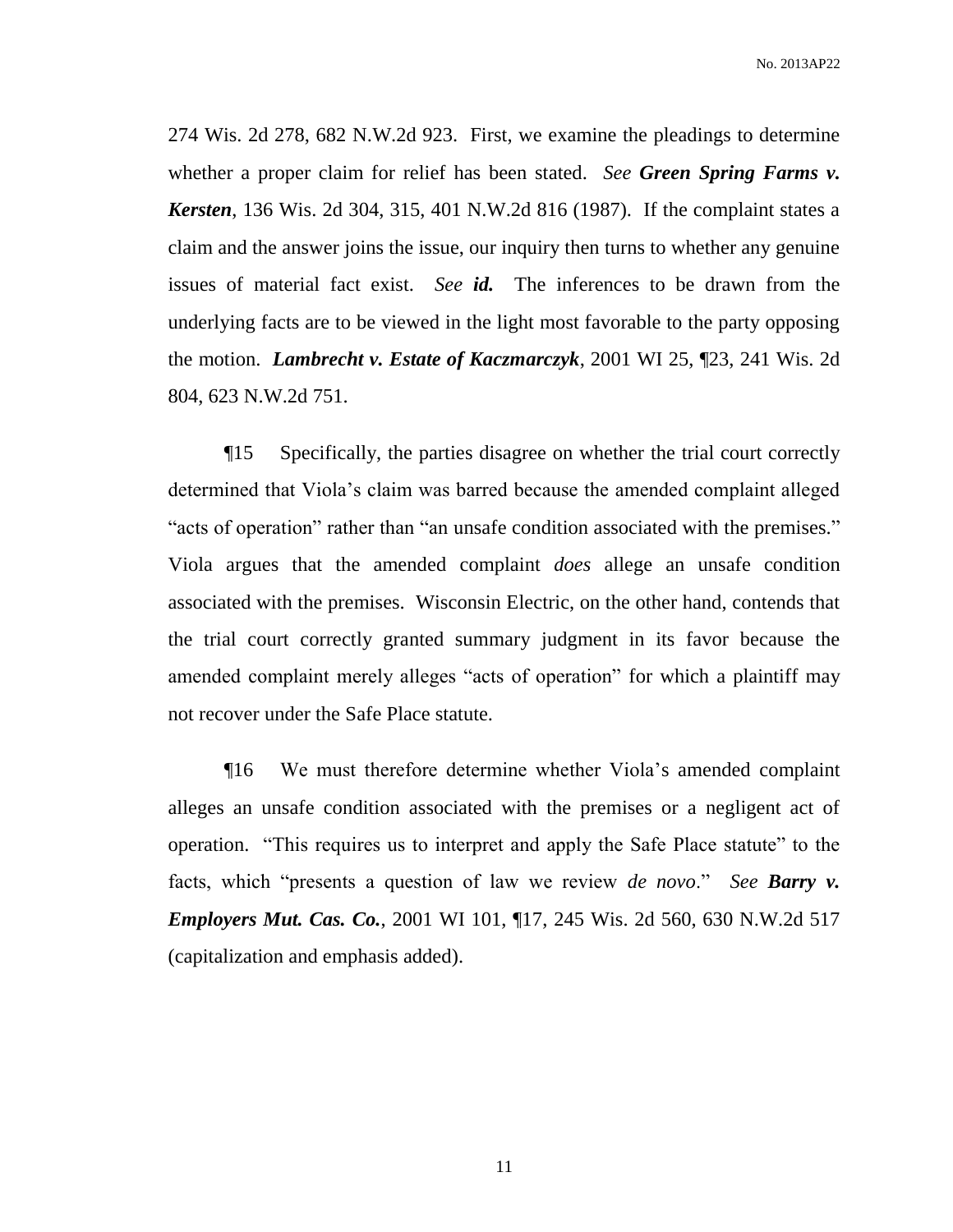274 Wis. 2d 278, 682 N.W.2d 923. First, we examine the pleadings to determine whether a proper claim for relief has been stated. *See* ***Green Spring Farms v. Kersten***, 136 Wis. 2d 304, 315, 401 N.W.2d 816 (1987). If the complaint states a claim and the answer joins the issue, our inquiry then turns to whether any genuine issues of material fact exist. *See* ***id.*** The inferences to be drawn from the underlying facts are to be viewed in the light most favorable to the party opposing the motion. ***Lambrecht v. Estate of Kaczmarczyk***, 2001 WI 25, ¶23, 241 Wis. 2d 804, 623 N.W.2d 751.

¶15 Specifically, the parties disagree on whether the trial court correctly determined that Viola's claim was barred because the amended complaint alleged "acts of operation" rather than "an unsafe condition associated with the premises." Viola argues that the amended complaint *does* allege an unsafe condition associated with the premises. Wisconsin Electric, on the other hand, contends that the trial court correctly granted summary judgment in its favor because the amended complaint merely alleges "acts of operation" for which a plaintiff may not recover under the Safe Place statute.

¶16 We must therefore determine whether Viola's amended complaint alleges an unsafe condition associated with the premises or a negligent act of operation. "This requires us to interpret and apply the Safe Place statute" to the facts, which "presents a question of law we review *de novo*." *See* ***Barry v. Employers Mut. Cas. Co.***, 2001 WI 101, ¶17, 245 Wis. 2d 560, 630 N.W.2d 517 (capitalization and emphasis added).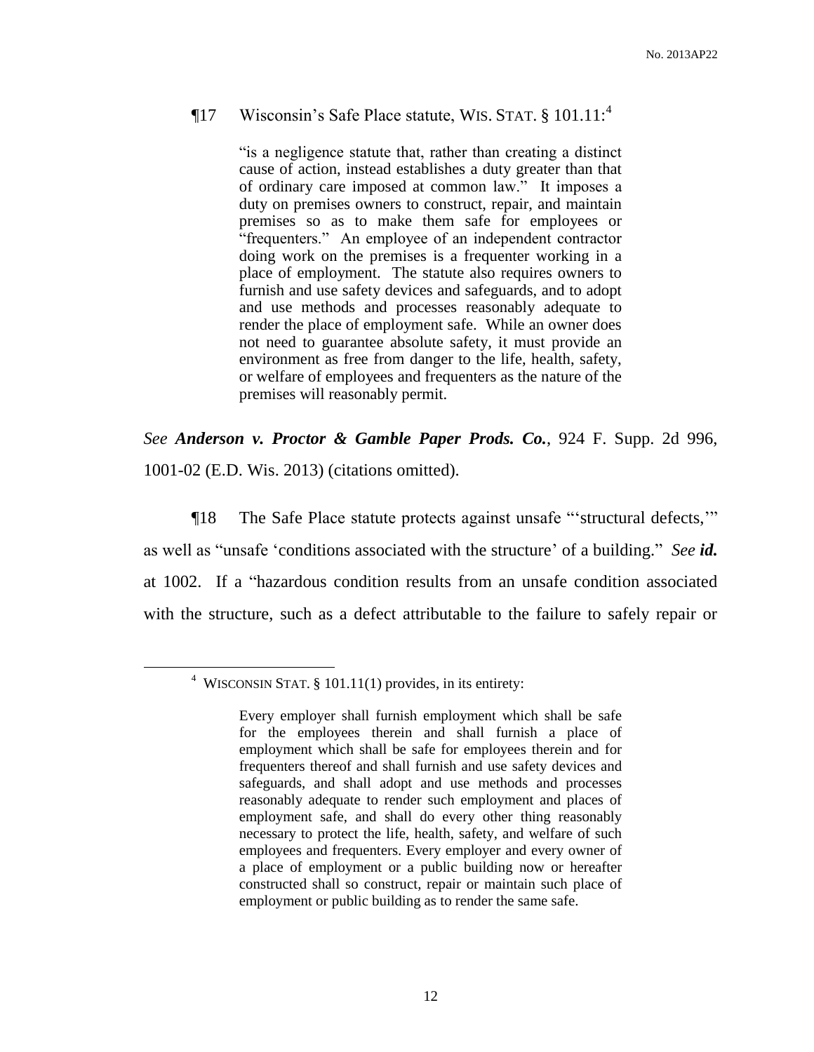¶17 Wisconsin's Safe Place statute, WIS. STAT. § 101.11:[4]

> "is a negligence statute that, rather than creating a distinct cause of action, instead establishes a duty greater than that of ordinary care imposed at common law." It imposes a duty on premises owners to construct, repair, and maintain premises so as to make them safe for employees or "frequenters." An employee of an independent contractor doing work on the premises is a frequenter working in a place of employment. The statute also requires owners to furnish and use safety devices and safeguards, and to adopt and use methods and processes reasonably adequate to render the place of employment safe. While an owner does not need to guarantee absolute safety, it must provide an environment as free from danger to the life, health, safety, or welfare of employees and frequenters as the nature of the premises will reasonably permit.

*See* ***Anderson v. Proctor & Gamble Paper Prods. Co.***, 924 F. Supp. 2d 996, 1001-02 (E.D. Wis. 2013) (citations omitted).

¶18 The Safe Place statute protects against unsafe "'structural defects,'" as well as "unsafe 'conditions associated with the structure' of a building." *See* ***id.*** at 1002. If a "hazardous condition results from an unsafe condition associated with the structure, such as a defect attributable to the failure to safely repair or

---

[4] WISCONSIN STAT. § 101.11(1) provides, in its entirety:

> Every employer shall furnish employment which shall be safe for the employees therein and shall furnish a place of employment which shall be safe for employees therein and for frequenters thereof and shall furnish and use safety devices and safeguards, and shall adopt and use methods and processes reasonably adequate to render such employment and places of employment safe, and shall do every other thing reasonably necessary to protect the life, health, safety, and welfare of such employees and frequenters. Every employer and every owner of a place of employment or a public building now or hereafter constructed shall so construct, repair or maintain such place of employment or public building as to render the same safe.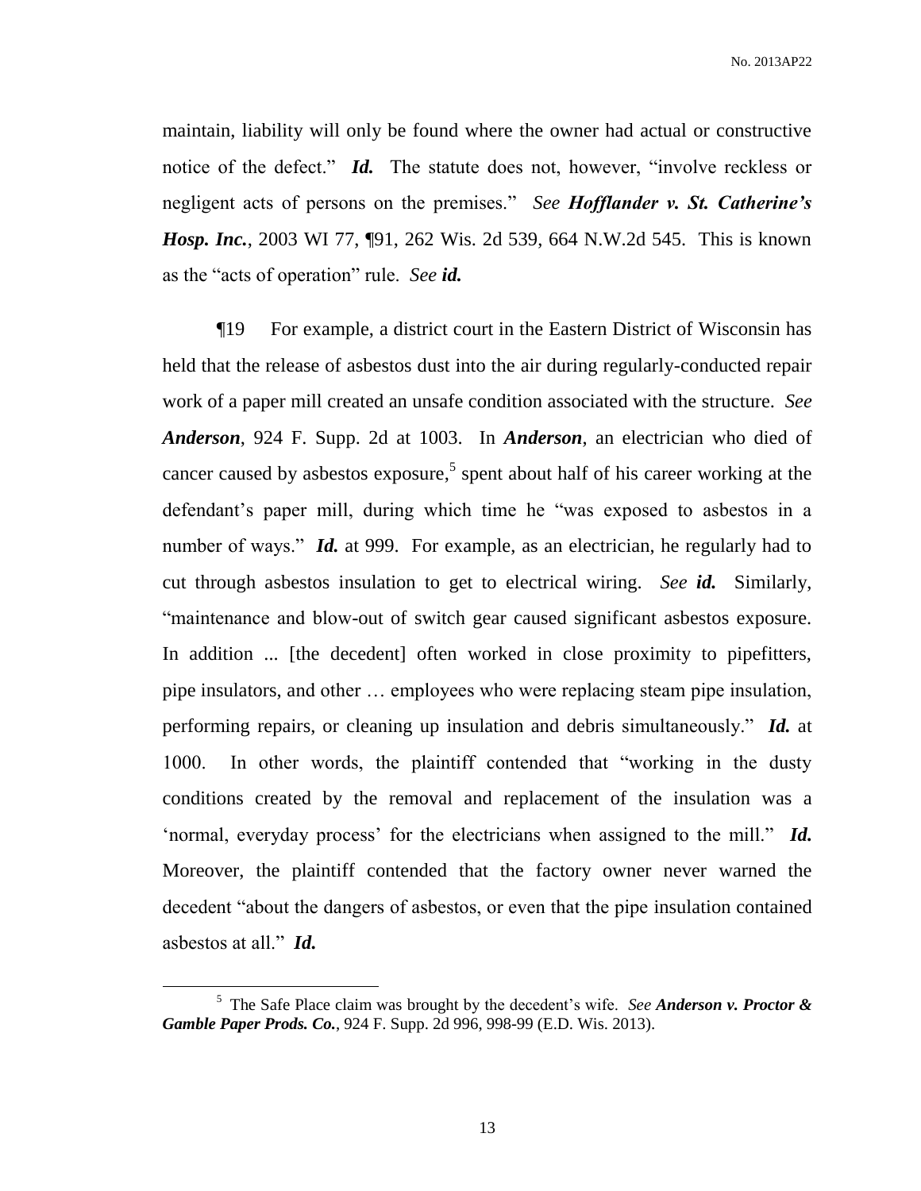maintain, liability will only be found where the owner had actual or constructive notice of the defect." ***Id.*** The statute does not, however, "involve reckless or negligent acts of persons on the premises." *See* ***Hofflander v. St. Catherine's Hosp. Inc.***, 2003 WI 77, ¶91, 262 Wis. 2d 539, 664 N.W.2d 545. This is known as the "acts of operation" rule. *See* ***id.***

¶19 For example, a district court in the Eastern District of Wisconsin has held that the release of asbestos dust into the air during regularly-conducted repair work of a paper mill created an unsafe condition associated with the structure. *See* ***Anderson***, 924 F. Supp. 2d at 1003. In ***Anderson***, an electrician who died of cancer caused by asbestos exposure,[5] spent about half of his career working at the defendant's paper mill, during which time he "was exposed to asbestos in a number of ways." ***Id.*** at 999. For example, as an electrician, he regularly had to cut through asbestos insulation to get to electrical wiring. *See* ***id.*** Similarly, "maintenance and blow-out of switch gear caused significant asbestos exposure. In addition ... [the decedent] often worked in close proximity to pipefitters, pipe insulators, and other … employees who were replacing steam pipe insulation, performing repairs, or cleaning up insulation and debris simultaneously." ***Id.*** at 1000. In other words, the plaintiff contended that "working in the dusty conditions created by the removal and replacement of the insulation was a 'normal, everyday process' for the electricians when assigned to the mill." ***Id.*** Moreover, the plaintiff contended that the factory owner never warned the decedent "about the dangers of asbestos, or even that the pipe insulation contained asbestos at all." ***Id.***

---

[5] The Safe Place claim was brought by the decedent's wife. *See* ***Anderson v. Proctor & Gamble Paper Prods. Co.***, 924 F. Supp. 2d 996, 998-99 (E.D. Wis. 2013).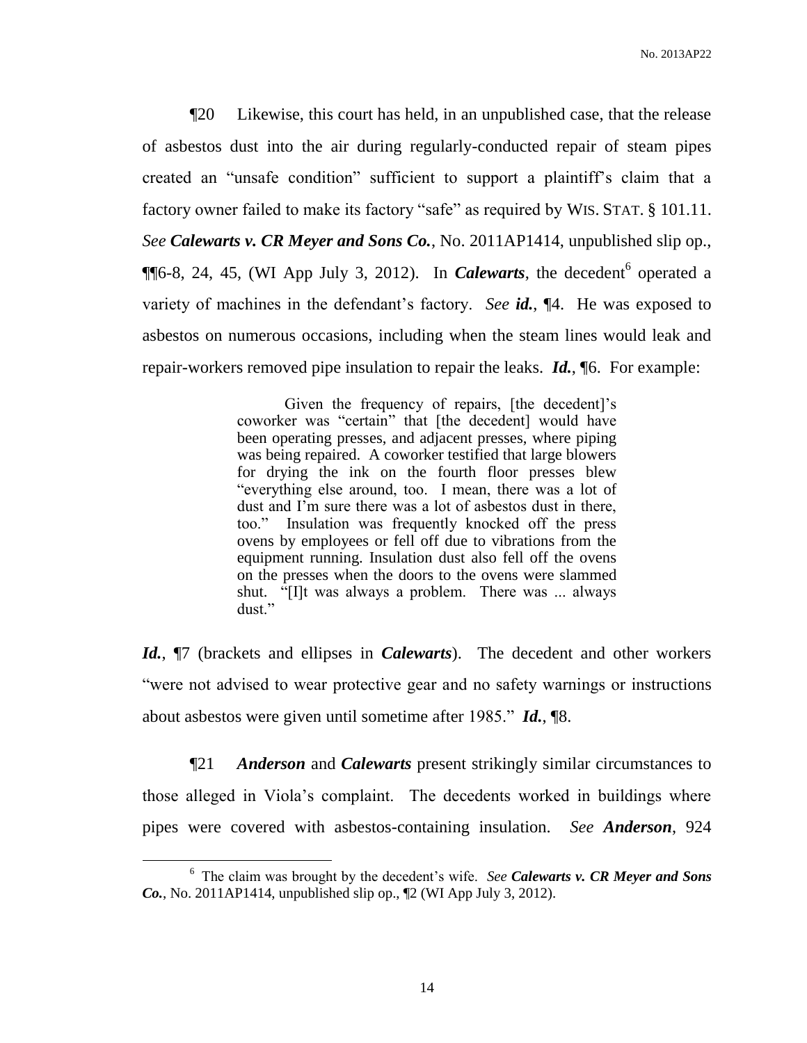¶20 Likewise, this court has held, in an unpublished case, that the release of asbestos dust into the air during regularly-conducted repair of steam pipes created an "unsafe condition" sufficient to support a plaintiff's claim that a factory owner failed to make its factory "safe" as required by WIS. STAT. § 101.11. *See* ***Calewarts v. CR Meyer and Sons Co.***, No. 2011AP1414, unpublished slip op., ¶¶6-8, 24, 45, (WI App July 3, 2012). In ***Calewarts***, the decedent[6] operated a variety of machines in the defendant's factory. *See* ***id.***, ¶4. He was exposed to asbestos on numerous occasions, including when the steam lines would leak and repair-workers removed pipe insulation to repair the leaks. ***Id.***, ¶6. For example:

> Given the frequency of repairs, [the decedent]'s coworker was "certain" that [the decedent] would have been operating presses, and adjacent presses, where piping was being repaired. A coworker testified that large blowers for drying the ink on the fourth floor presses blew "everything else around, too. I mean, there was a lot of dust and I'm sure there was a lot of asbestos dust in there, too." Insulation was frequently knocked off the press ovens by employees or fell off due to vibrations from the equipment running. Insulation dust also fell off the ovens on the presses when the doors to the ovens were slammed shut. "[I]t was always a problem. There was ... always dust."

***Id.***, ¶7 (brackets and ellipses in ***Calewarts***). The decedent and other workers "were not advised to wear protective gear and no safety warnings or instructions about asbestos were given until sometime after 1985." ***Id.***, ¶8.

¶21 ***Anderson*** and ***Calewarts*** present strikingly similar circumstances to those alleged in Viola's complaint. The decedents worked in buildings where pipes were covered with asbestos-containing insulation. *See* ***Anderson***, 924

---

[6] The claim was brought by the decedent's wife. *See* ***Calewarts v. CR Meyer and Sons Co.***, No. 2011AP1414, unpublished slip op., ¶2 (WI App July 3, 2012).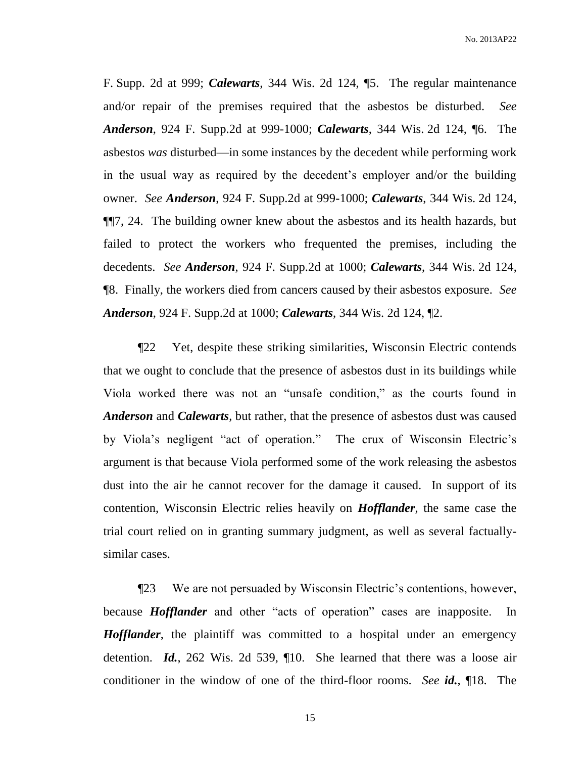F. Supp. 2d at 999; ***Calewarts***, 344 Wis. 2d 124, ¶5. The regular maintenance and/or repair of the premises required that the asbestos be disturbed. *See* ***Anderson***, 924 F. Supp.2d at 999-1000; ***Calewarts***, 344 Wis. 2d 124, ¶6. The asbestos *was* disturbed—in some instances by the decedent while performing work in the usual way as required by the decedent's employer and/or the building owner. *See* ***Anderson***, 924 F. Supp.2d at 999-1000; ***Calewarts***, 344 Wis. 2d 124, ¶¶7, 24. The building owner knew about the asbestos and its health hazards, but failed to protect the workers who frequented the premises, including the decedents. *See* ***Anderson***, 924 F. Supp.2d at 1000; ***Calewarts***, 344 Wis. 2d 124, ¶8. Finally, the workers died from cancers caused by their asbestos exposure. *See* ***Anderson***, 924 F. Supp.2d at 1000; ***Calewarts***, 344 Wis. 2d 124, ¶2.

¶22 Yet, despite these striking similarities, Wisconsin Electric contends that we ought to conclude that the presence of asbestos dust in its buildings while Viola worked there was not an "unsafe condition," as the courts found in ***Anderson*** and ***Calewarts***, but rather, that the presence of asbestos dust was caused by Viola's negligent "act of operation." The crux of Wisconsin Electric's argument is that because Viola performed some of the work releasing the asbestos dust into the air he cannot recover for the damage it caused. In support of its contention, Wisconsin Electric relies heavily on ***Hofflander***, the same case the trial court relied on in granting summary judgment, as well as several factually-similar cases.

¶23 We are not persuaded by Wisconsin Electric's contentions, however, because ***Hofflander*** and other "acts of operation" cases are inapposite. In ***Hofflander***, the plaintiff was committed to a hospital under an emergency detention. ***Id.***, 262 Wis. 2d 539, ¶10. She learned that there was a loose air conditioner in the window of one of the third-floor rooms. *See* ***id.***, ¶18. The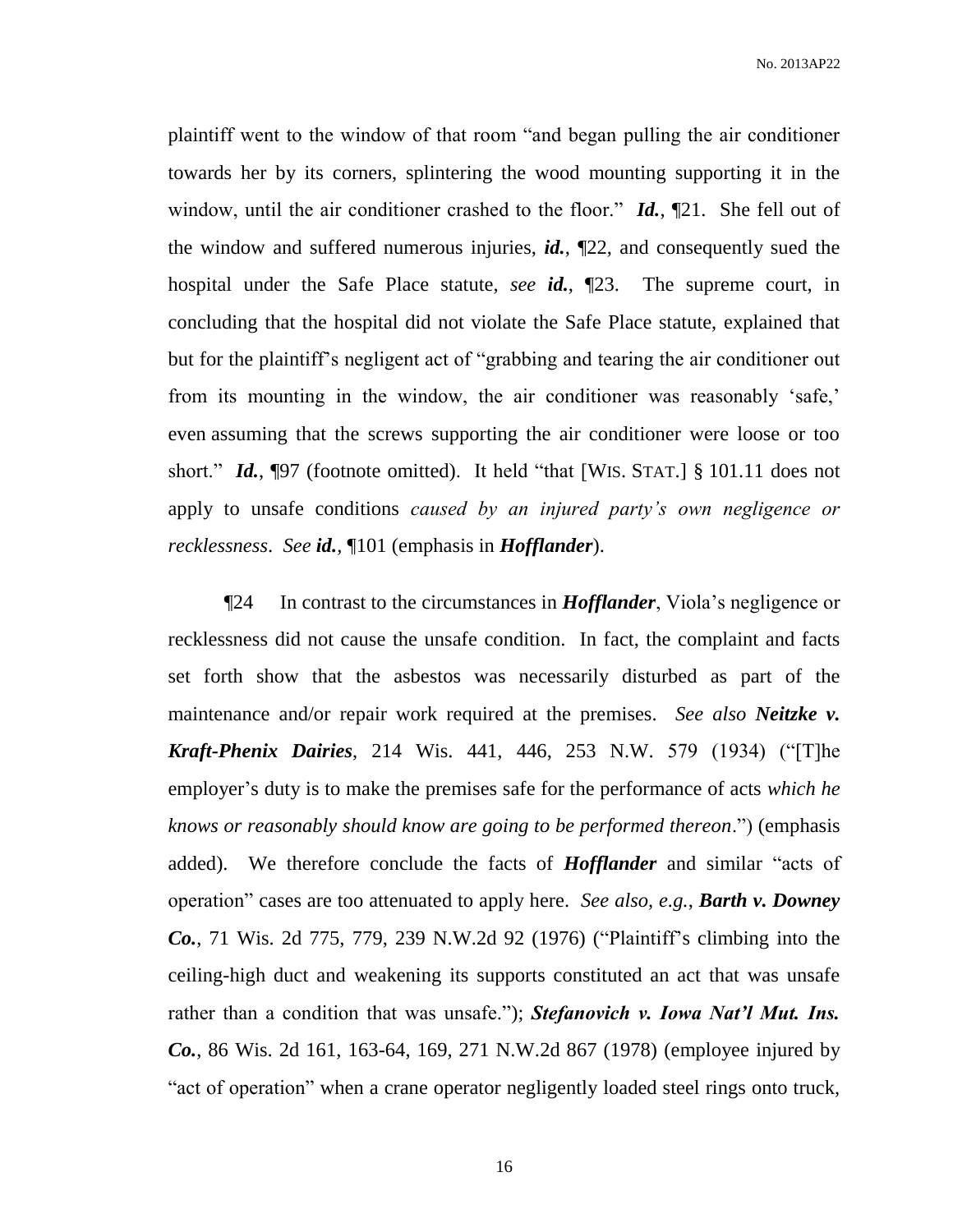plaintiff went to the window of that room "and began pulling the air conditioner towards her by its corners, splintering the wood mounting supporting it in the window, until the air conditioner crashed to the floor." ***Id.***, ¶21. She fell out of the window and suffered numerous injuries, ***id.***, ¶22, and consequently sued the hospital under the Safe Place statute, *see* ***id.***, ¶23. The supreme court, in concluding that the hospital did not violate the Safe Place statute, explained that but for the plaintiff's negligent act of "grabbing and tearing the air conditioner out from its mounting in the window, the air conditioner was reasonably 'safe,' even assuming that the screws supporting the air conditioner were loose or too short." ***Id.***, ¶97 (footnote omitted). It held "that [WIS. STAT.] § 101.11 does not apply to unsafe conditions *caused by an injured party's own negligence or recklessness*. *See* ***id.***, ¶101 (emphasis in ***Hofflander***).

¶24 In contrast to the circumstances in ***Hofflander***, Viola's negligence or recklessness did not cause the unsafe condition. In fact, the complaint and facts set forth show that the asbestos was necessarily disturbed as part of the maintenance and/or repair work required at the premises. *See also* ***Neitzke v. Kraft-Phenix Dairies***, 214 Wis. 441, 446, 253 N.W. 579 (1934) ("[T]he employer's duty is to make the premises safe for the performance of acts *which he knows or reasonably should know are going to be performed thereon*.") (emphasis added). We therefore conclude the facts of ***Hofflander*** and similar "acts of operation" cases are too attenuated to apply here. *See also, e.g.*, ***Barth v. Downey Co.***, 71 Wis. 2d 775, 779, 239 N.W.2d 92 (1976) ("Plaintiff's climbing into the ceiling-high duct and weakening its supports constituted an act that was unsafe rather than a condition that was unsafe."); ***Stefanovich v. Iowa Nat'l Mut. Ins. Co.***, 86 Wis. 2d 161, 163-64, 169, 271 N.W.2d 867 (1978) (employee injured by "act of operation" when a crane operator negligently loaded steel rings onto truck,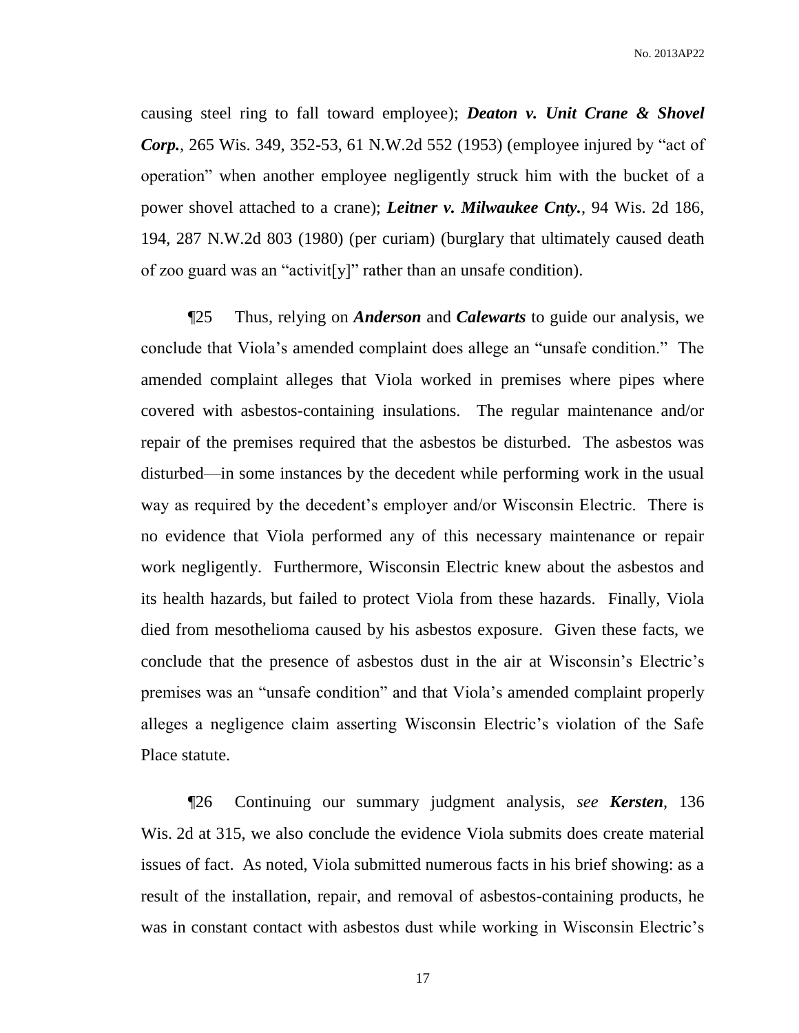causing steel ring to fall toward employee); ***Deaton v. Unit Crane & Shovel Corp.***, 265 Wis. 349, 352-53, 61 N.W.2d 552 (1953) (employee injured by "act of operation" when another employee negligently struck him with the bucket of a power shovel attached to a crane); ***Leitner v. Milwaukee Cnty.***, 94 Wis. 2d 186, 194, 287 N.W.2d 803 (1980) (per curiam) (burglary that ultimately caused death of zoo guard was an "activit[y]" rather than an unsafe condition).

¶25 Thus, relying on ***Anderson*** and ***Calewarts*** to guide our analysis, we conclude that Viola's amended complaint does allege an "unsafe condition." The amended complaint alleges that Viola worked in premises where pipes where covered with asbestos-containing insulations. The regular maintenance and/or repair of the premises required that the asbestos be disturbed. The asbestos was disturbed—in some instances by the decedent while performing work in the usual way as required by the decedent's employer and/or Wisconsin Electric. There is no evidence that Viola performed any of this necessary maintenance or repair work negligently. Furthermore, Wisconsin Electric knew about the asbestos and its health hazards, but failed to protect Viola from these hazards. Finally, Viola died from mesothelioma caused by his asbestos exposure. Given these facts, we conclude that the presence of asbestos dust in the air at Wisconsin's Electric's premises was an "unsafe condition" and that Viola's amended complaint properly alleges a negligence claim asserting Wisconsin Electric's violation of the Safe Place statute.

¶26 Continuing our summary judgment analysis, *see* ***Kersten***, 136 Wis. 2d at 315, we also conclude the evidence Viola submits does create material issues of fact. As noted, Viola submitted numerous facts in his brief showing: as a result of the installation, repair, and removal of asbestos-containing products, he was in constant contact with asbestos dust while working in Wisconsin Electric's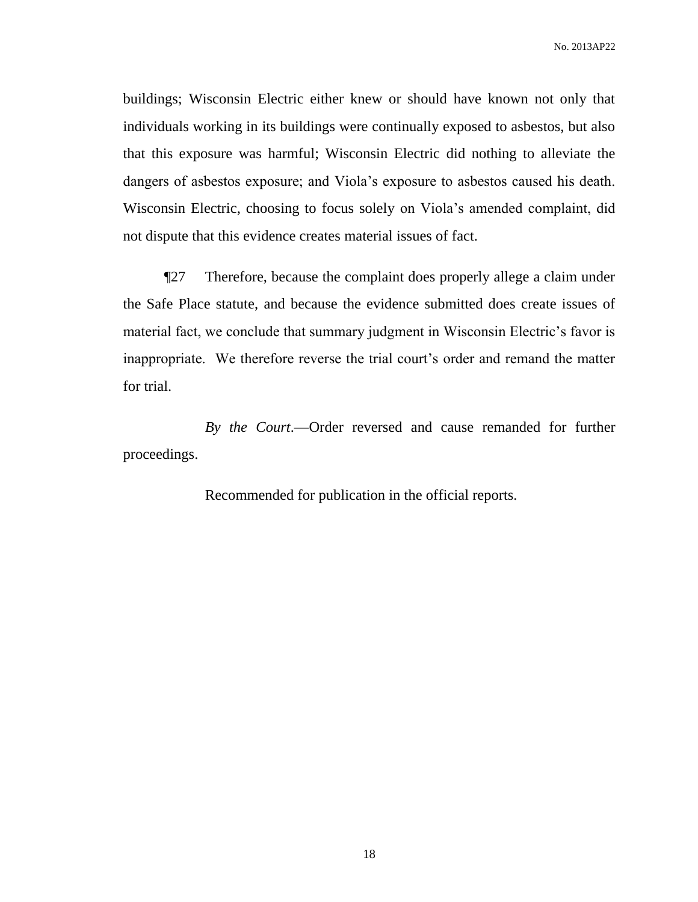buildings; Wisconsin Electric either knew or should have known not only that individuals working in its buildings were continually exposed to asbestos, but also that this exposure was harmful; Wisconsin Electric did nothing to alleviate the dangers of asbestos exposure; and Viola's exposure to asbestos caused his death. Wisconsin Electric, choosing to focus solely on Viola's amended complaint, did not dispute that this evidence creates material issues of fact.

¶27 Therefore, because the complaint does properly allege a claim under the Safe Place statute, and because the evidence submitted does create issues of material fact, we conclude that summary judgment in Wisconsin Electric's favor is inappropriate. We therefore reverse the trial court's order and remand the matter for trial.

*By the Court*.—Order reversed and cause remanded for further proceedings.

Recommended for publication in the official reports.